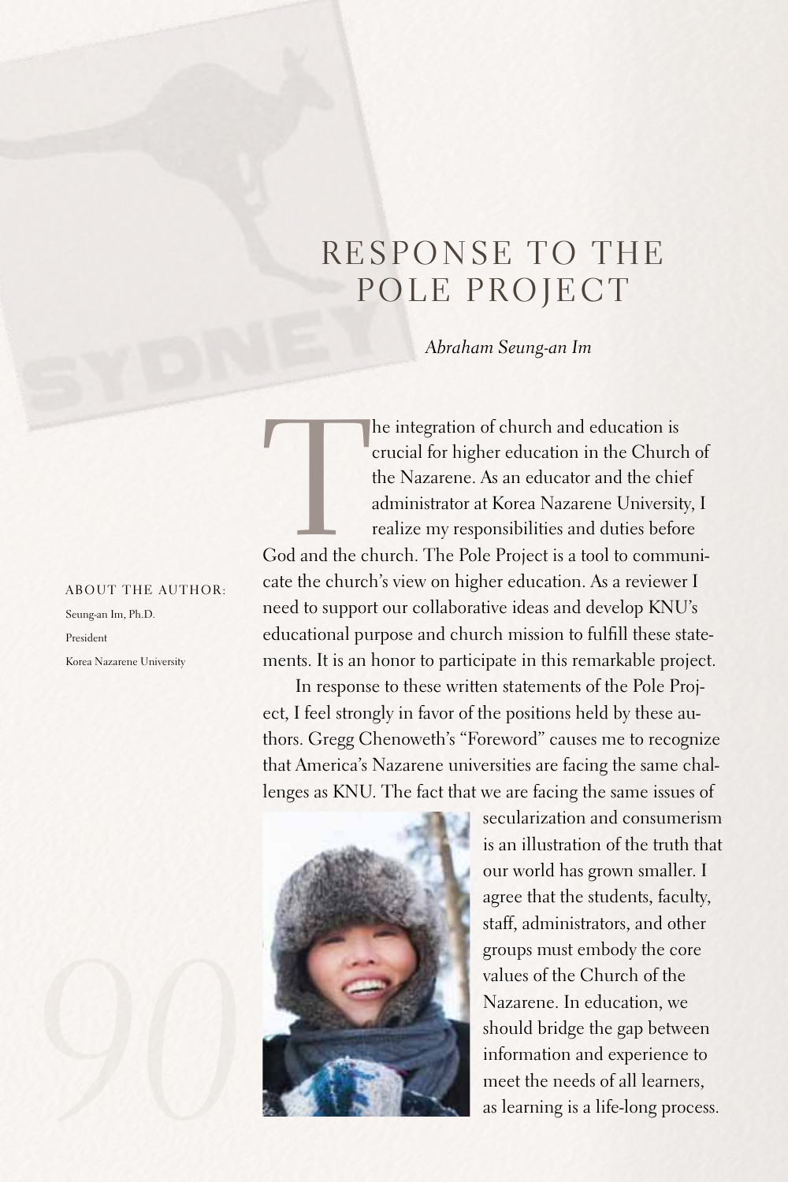# RESPONSE TO THE POLE PROJECT

*Abraham Seung-an Im*

ABOUT THE AUTHOR:

Seung-an Im, Ph.D.

President

Korea Nazarene University

The integration of church and education is crucial for higher education in the Church of the Nazarene. As an educator and the chief administrator at Korea Nazarene University, I realize my responsibilities and duties before God and the church. The Pole Project is a tool to communicate the church's view on higher education. As a reviewer I need to support our collaborative ideas and develop KNU's educational purpose and church mission to fulfill these statements. It is an honor to participate in this remarkable project.

In response to these written statements of the Pole Project, I feel strongly in favor of the positions held by these authors. Gregg Chenoweth's "Foreword" causes me to recognize that America's Nazarene universities are facing the same challenges as KNU. The fact that we are facing the same issues of secularization and consumerism is an illustration of the truth that our world has grown smaller. I agree that the students, faculty, staff, administrators, and other groups must embody the core values of the Church of the Nazarene. In education, we should bridge the gap between information and experience to meet the needs of all learners, as learning is a life-long process.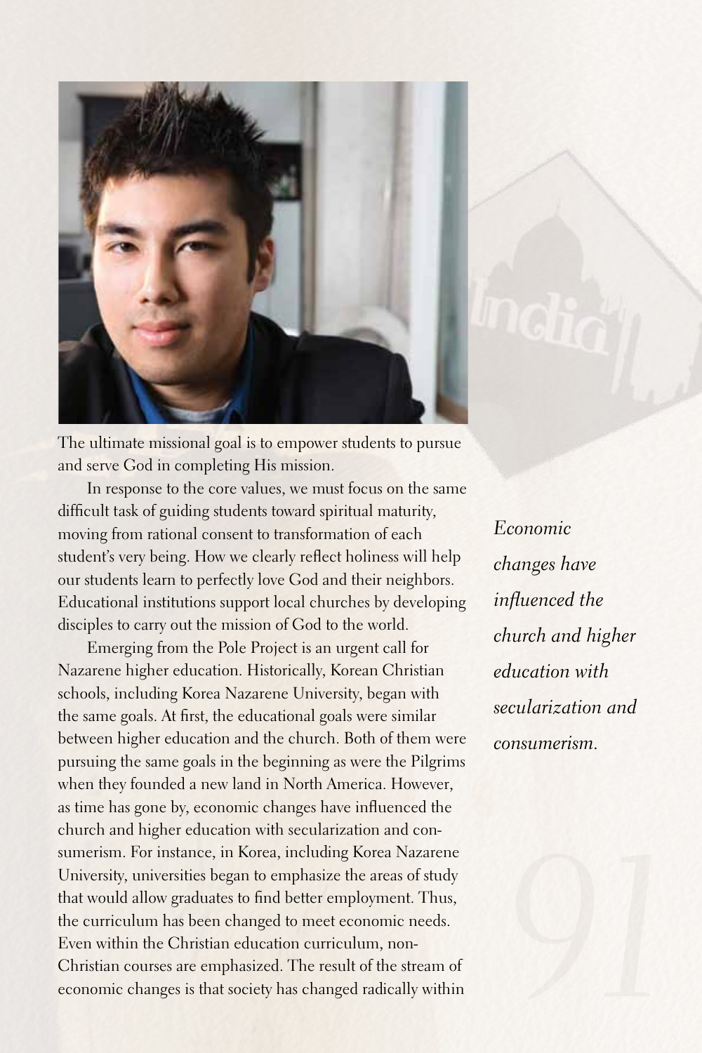The ultimate missional goal is to empower students to pursue and serve God in completing His mission.

In response to the core values, we must focus on the same difficult task of guiding students toward spiritual maturity, moving from rational consent to transformation of each student's very being. How we clearly reflect holiness will help our students learn to perfectly love God and their neighbors. Educational institutions support local churches by developing disciples to carry out the mission of God to the world.

*Economic changes have influenced the church and higher education with secularization and consumerism.*

Emerging from the Pole Project is an urgent call for Nazarene higher education. Historically, Korean Christian schools, including Korea Nazarene University, began with the same goals. At first, the educational goals were similar between higher education and the church. Both of them were pursuing the same goals in the beginning as were the Pilgrims when they founded a new land in North America. However, as time has gone by, economic changes have influenced the church and higher education with secularization and consumerism. For instance, in Korea, including Korea Nazarene University, universities began to emphasize the areas of study that would allow graduates to find better employment. Thus, the curriculum has been changed to meet economic needs. Even within the Christian education curriculum, non-Christian courses are emphasized. The result of the stream of economic changes is that society has changed radically within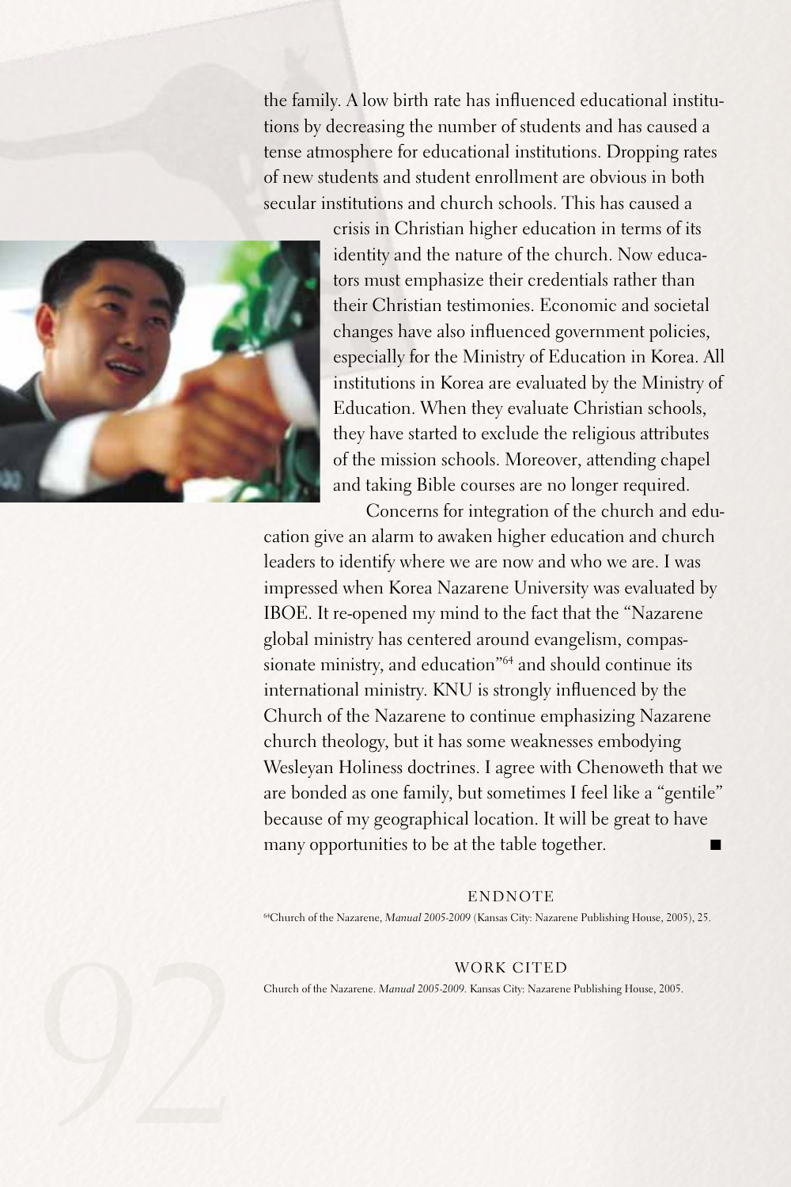the family. A low birth rate has influenced educational institutions by decreasing the number of students and has caused a tense atmosphere for educational institutions. Dropping rates of new students and student enrollment are obvious in both secular institutions and church schools. This has caused a crisis in Christian higher education in terms of its identity and the nature of the church. Now educators must emphasize their credentials rather than their Christian testimonies. Economic and societal changes have also influenced government policies, especially for the Ministry of Education in Korea. All institutions in Korea are evaluated by the Ministry of Education. When they evaluate Christian schools, they have started to exclude the religious attributes of the mission schools. Moreover, attending chapel and taking Bible courses are no longer required.

Concerns for integration of the church and education give an alarm to awaken higher education and church leaders to identify where we are now and who we are. I was impressed when Korea Nazarene University was evaluated by IBOE. It re-opened my mind to the fact that the "Nazarene global ministry has centered around evangelism, compassionate ministry, and education"[64] and should continue its international ministry. KNU is strongly influenced by the Church of the Nazarene to continue emphasizing Nazarene church theology, but it has some weaknesses embodying Wesleyan Holiness doctrines. I agree with Chenoweth that we are bonded as one family, but sometimes I feel like a "gentile" because of my geographical location. It will be great to have many opportunities to be at the table together. ■

## ENDNOTE

[64]Church of the Nazarene, *Manual 2005-2009* (Kansas City: Nazarene Publishing House, 2005), 25.

## WORK CITED

Church of the Nazarene. *Manual 2005-2009.* Kansas City: Nazarene Publishing House, 2005.